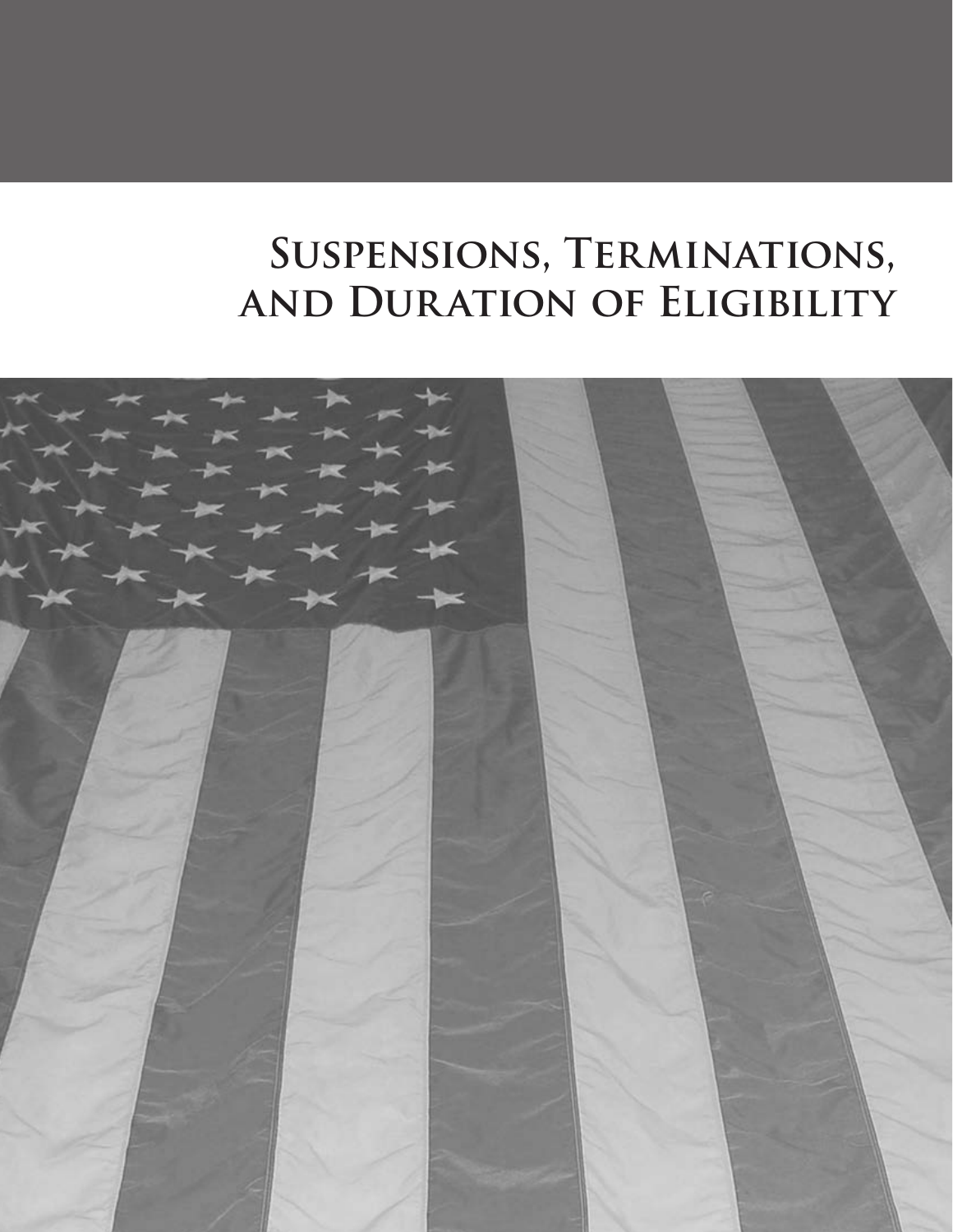# Suspensions, Terminations, and Duration of Eligibility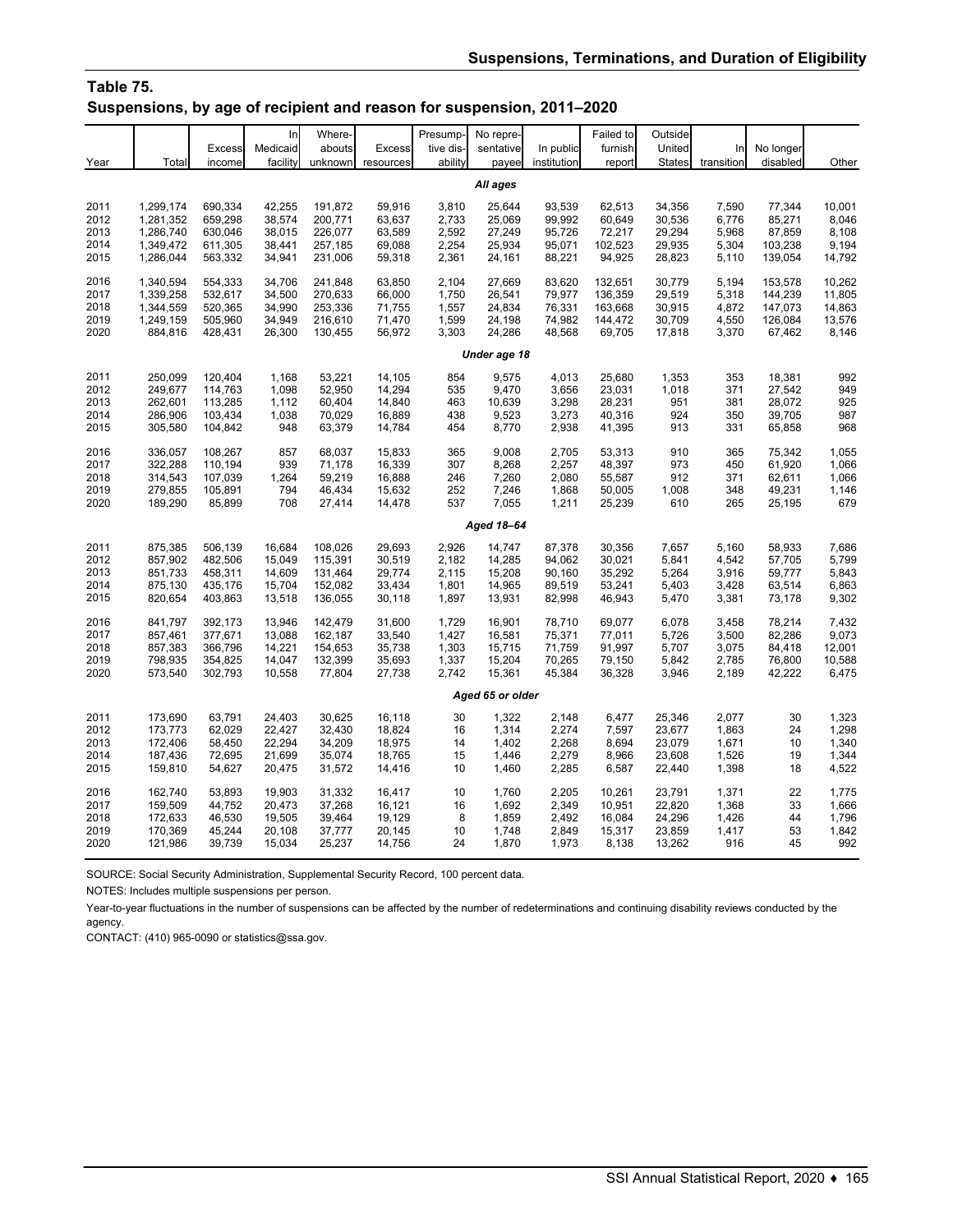## Table 75.
## Suspensions, by age of recipient and reason for suspension, 2011–2020

| Year | Total | Excess income | In Medicaid facility | Whereabouts unknown | Excess resources | Presumptive disability | No representative payee | In public institution | Failed to furnish report | Outside United States | In transition | No longer disabled | Other |
|---|---|---|---|---|---|---|---|---|---|---|---|---|---|
| *All ages* | | | | | | | | | | | | | |
| 2011 | 1,299,174 | 690,334 | 42,255 | 191,872 | 59,916 | 3,810 | 25,644 | 93,539 | 62,513 | 34,356 | 7,590 | 77,344 | 10,001 |
| 2012 | 1,281,352 | 659,298 | 38,574 | 200,771 | 63,637 | 2,733 | 25,069 | 99,992 | 60,649 | 30,536 | 6,776 | 85,271 | 8,046 |
| 2013 | 1,286,740 | 630,046 | 38,015 | 226,077 | 63,589 | 2,592 | 27,249 | 95,726 | 72,217 | 29,294 | 5,968 | 87,859 | 8,108 |
| 2014 | 1,349,472 | 611,305 | 38,441 | 257,185 | 69,088 | 2,254 | 25,934 | 95,071 | 102,523 | 29,935 | 5,304 | 103,238 | 9,194 |
| 2015 | 1,286,044 | 563,332 | 34,941 | 231,006 | 59,318 | 2,361 | 24,161 | 88,221 | 94,925 | 28,823 | 5,110 | 139,054 | 14,792 |
| 2016 | 1,340,594 | 554,333 | 34,706 | 241,848 | 63,850 | 2,104 | 27,669 | 83,620 | 132,651 | 30,779 | 5,194 | 153,578 | 10,262 |
| 2017 | 1,339,258 | 532,617 | 34,500 | 270,633 | 66,000 | 1,750 | 26,541 | 79,977 | 136,359 | 29,519 | 5,318 | 144,239 | 11,805 |
| 2018 | 1,344,559 | 520,365 | 34,990 | 253,336 | 71,755 | 1,557 | 24,834 | 76,331 | 163,668 | 30,915 | 4,872 | 147,073 | 14,863 |
| 2019 | 1,249,159 | 505,960 | 34,949 | 216,610 | 71,470 | 1,599 | 24,198 | 74,982 | 144,472 | 30,709 | 4,550 | 126,084 | 13,576 |
| 2020 | 884,816 | 428,431 | 26,300 | 130,455 | 56,972 | 3,303 | 24,286 | 48,568 | 69,705 | 17,818 | 3,370 | 67,462 | 8,146 |
| *Under age 18* | | | | | | | | | | | | | |
| 2011 | 250,099 | 120,404 | 1,168 | 53,221 | 14,105 | 854 | 9,575 | 4,013 | 25,680 | 1,353 | 353 | 18,381 | 992 |
| 2012 | 249,677 | 114,763 | 1,098 | 52,950 | 14,294 | 535 | 9,470 | 3,656 | 23,031 | 1,018 | 371 | 27,542 | 949 |
| 2013 | 262,601 | 113,285 | 1,112 | 60,404 | 14,840 | 463 | 10,639 | 3,298 | 28,231 | 951 | 381 | 28,072 | 925 |
| 2014 | 286,906 | 103,434 | 1,038 | 70,029 | 16,889 | 438 | 9,523 | 3,273 | 40,316 | 924 | 350 | 39,705 | 987 |
| 2015 | 305,580 | 104,842 | 948 | 63,379 | 14,784 | 454 | 8,770 | 2,938 | 41,395 | 913 | 331 | 65,858 | 968 |
| 2016 | 336,057 | 108,267 | 857 | 68,037 | 15,833 | 365 | 9,008 | 2,705 | 53,313 | 910 | 365 | 75,342 | 1,055 |
| 2017 | 322,288 | 110,194 | 939 | 71,178 | 16,339 | 307 | 8,268 | 2,257 | 48,397 | 973 | 450 | 61,920 | 1,066 |
| 2018 | 314,543 | 107,039 | 1,264 | 59,219 | 16,888 | 246 | 7,260 | 2,080 | 55,587 | 912 | 371 | 62,611 | 1,066 |
| 2019 | 279,855 | 105,891 | 794 | 46,434 | 15,632 | 252 | 7,246 | 1,868 | 50,005 | 1,008 | 348 | 49,231 | 1,146 |
| 2020 | 189,290 | 85,899 | 708 | 27,414 | 14,478 | 537 | 7,055 | 1,211 | 25,239 | 610 | 265 | 25,195 | 679 |
| *Aged 18–64* | | | | | | | | | | | | | |
| 2011 | 875,385 | 506,139 | 16,684 | 108,026 | 29,693 | 2,926 | 14,747 | 87,378 | 30,356 | 7,657 | 5,160 | 58,933 | 7,686 |
| 2012 | 857,902 | 482,506 | 15,049 | 115,391 | 30,519 | 2,182 | 14,285 | 94,062 | 30,021 | 5,841 | 4,542 | 57,705 | 5,799 |
| 2013 | 851,733 | 458,311 | 14,609 | 131,464 | 29,774 | 2,115 | 15,208 | 90,160 | 35,292 | 5,264 | 3,916 | 59,777 | 5,843 |
| 2014 | 875,130 | 435,176 | 15,704 | 152,082 | 33,434 | 1,801 | 14,965 | 89,519 | 53,241 | 5,403 | 3,428 | 63,514 | 6,863 |
| 2015 | 820,654 | 403,863 | 13,518 | 136,055 | 30,118 | 1,897 | 13,931 | 82,998 | 46,943 | 5,470 | 3,381 | 73,178 | 9,302 |
| 2016 | 841,797 | 392,173 | 13,946 | 142,479 | 31,600 | 1,729 | 16,901 | 78,710 | 69,077 | 6,078 | 3,458 | 78,214 | 7,432 |
| 2017 | 857,461 | 377,671 | 13,088 | 162,187 | 33,540 | 1,427 | 16,581 | 75,371 | 77,011 | 5,726 | 3,500 | 82,286 | 9,073 |
| 2018 | 857,383 | 366,796 | 14,221 | 154,653 | 35,738 | 1,303 | 15,715 | 71,759 | 91,997 | 5,707 | 3,075 | 84,418 | 12,001 |
| 2019 | 798,935 | 354,825 | 14,047 | 132,399 | 35,693 | 1,337 | 15,204 | 70,265 | 79,150 | 5,842 | 2,785 | 76,800 | 10,588 |
| 2020 | 573,540 | 302,793 | 10,558 | 77,804 | 27,738 | 2,742 | 15,361 | 45,384 | 36,328 | 3,946 | 2,189 | 42,222 | 6,475 |
| *Aged 65 or older* | | | | | | | | | | | | | |
| 2011 | 173,690 | 63,791 | 24,403 | 30,625 | 16,118 | 30 | 1,322 | 2,148 | 6,477 | 25,346 | 2,077 | 30 | 1,323 |
| 2012 | 173,773 | 62,029 | 22,427 | 32,430 | 18,824 | 16 | 1,314 | 2,274 | 7,597 | 23,677 | 1,863 | 24 | 1,298 |
| 2013 | 172,406 | 58,450 | 22,294 | 34,209 | 18,975 | 14 | 1,402 | 2,268 | 8,694 | 23,079 | 1,671 | 10 | 1,340 |
| 2014 | 187,436 | 72,695 | 21,699 | 35,074 | 18,765 | 15 | 1,446 | 2,279 | 8,966 | 23,608 | 1,526 | 19 | 1,344 |
| 2015 | 159,810 | 54,627 | 20,475 | 31,572 | 14,416 | 10 | 1,460 | 2,285 | 6,587 | 22,440 | 1,398 | 18 | 4,522 |
| 2016 | 162,740 | 53,893 | 19,903 | 31,332 | 16,417 | 10 | 1,760 | 2,205 | 10,261 | 23,791 | 1,371 | 22 | 1,775 |
| 2017 | 159,509 | 44,752 | 20,473 | 37,268 | 16,121 | 16 | 1,692 | 2,349 | 10,951 | 22,820 | 1,368 | 33 | 1,666 |
| 2018 | 172,633 | 46,530 | 19,505 | 39,464 | 19,129 | 8 | 1,859 | 2,492 | 16,084 | 24,296 | 1,426 | 44 | 1,796 |
| 2019 | 170,369 | 45,244 | 20,108 | 37,777 | 20,145 | 10 | 1,748 | 2,849 | 15,317 | 23,859 | 1,417 | 53 | 1,842 |
| 2020 | 121,986 | 39,739 | 15,034 | 25,237 | 14,756 | 24 | 1,870 | 1,973 | 8,138 | 13,262 | 916 | 45 | 992 |

SOURCE: Social Security Administration, Supplemental Security Record, 100 percent data.

NOTES: Includes multiple suspensions per person.

Year-to-year fluctuations in the number of suspensions can be affected by the number of redeterminations and continuing disability reviews conducted by the agency.

CONTACT: (410) 965-0090 or statistics@ssa.gov.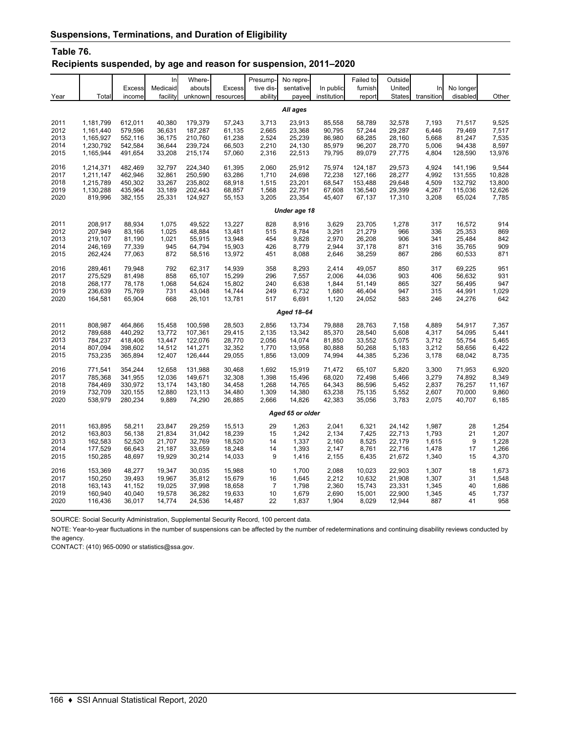## Suspensions, Terminations, and Duration of Eligibility

### Table 76.

**Recipients suspended, by age and reason for suspension, 2011–2020**

| Year | Total | Excess income | In Medicaid facility | Whereabouts unknown | Excess resources | Presumptive disability | No representative payee | In public institution | Failed to furnish report | Outside United States | In transition | No longer disabled | Other |
|---|---|---|---|---|---|---|---|---|---|---|---|---|---|
| *All ages* | | | | | | | | | | | | | |
| 2011 | 1,181,799 | 612,011 | 40,380 | 179,379 | 57,243 | 3,713 | 23,913 | 85,558 | 58,789 | 32,578 | 7,193 | 71,517 | 9,525 |
| 2012 | 1,161,440 | 579,596 | 36,631 | 187,287 | 61,135 | 2,665 | 23,368 | 90,795 | 57,244 | 29,287 | 6,446 | 79,469 | 7,517 |
| 2013 | 1,165,927 | 552,116 | 36,175 | 210,760 | 61,238 | 2,524 | 25,239 | 86,980 | 68,285 | 28,160 | 5,668 | 81,247 | 7,535 |
| 2014 | 1,230,792 | 542,584 | 36,644 | 239,724 | 66,503 | 2,210 | 24,130 | 85,979 | 96,207 | 28,770 | 5,006 | 94,438 | 8,597 |
| 2015 | 1,165,944 | 491,654 | 33,208 | 215,174 | 57,060 | 2,316 | 22,513 | 79,795 | 89,079 | 27,775 | 4,804 | 128,590 | 13,976 |
| 2016 | 1,214,371 | 482,469 | 32,797 | 224,340 | 61,395 | 2,060 | 25,912 | 75,974 | 124,187 | 29,573 | 4,924 | 141,196 | 9,544 |
| 2017 | 1,211,147 | 462,946 | 32,861 | 250,590 | 63,286 | 1,710 | 24,698 | 72,238 | 127,166 | 28,277 | 4,992 | 131,555 | 10,828 |
| 2018 | 1,215,789 | 450,302 | 33,267 | 235,802 | 68,918 | 1,515 | 23,201 | 68,547 | 153,488 | 29,648 | 4,509 | 132,792 | 13,800 |
| 2019 | 1,130,288 | 435,964 | 33,189 | 202,443 | 68,857 | 1,568 | 22,791 | 67,608 | 136,540 | 29,399 | 4,267 | 115,036 | 12,626 |
| 2020 | 819,996 | 382,155 | 25,331 | 124,927 | 55,153 | 3,205 | 23,354 | 45,407 | 67,137 | 17,310 | 3,208 | 65,024 | 7,785 |
| *Under age 18* | | | | | | | | | | | | | |
| 2011 | 208,917 | 88,934 | 1,075 | 49,522 | 13,227 | 828 | 8,916 | 3,629 | 23,705 | 1,278 | 317 | 16,572 | 914 |
| 2012 | 207,949 | 83,166 | 1,025 | 48,884 | 13,481 | 515 | 8,784 | 3,291 | 21,279 | 966 | 336 | 25,353 | 869 |
| 2013 | 219,107 | 81,190 | 1,021 | 55,915 | 13,948 | 454 | 9,828 | 2,970 | 26,208 | 906 | 341 | 25,484 | 842 |
| 2014 | 246,169 | 77,339 | 945 | 64,794 | 15,903 | 426 | 8,779 | 2,944 | 37,178 | 871 | 316 | 35,765 | 909 |
| 2015 | 262,424 | 77,063 | 872 | 58,516 | 13,972 | 451 | 8,088 | 2,646 | 38,259 | 867 | 286 | 60,533 | 871 |
| 2016 | 289,461 | 79,948 | 792 | 62,317 | 14,939 | 358 | 8,293 | 2,414 | 49,057 | 850 | 317 | 69,225 | 951 |
| 2017 | 275,529 | 81,498 | 858 | 65,107 | 15,299 | 296 | 7,557 | 2,006 | 44,036 | 903 | 406 | 56,632 | 931 |
| 2018 | 268,177 | 78,178 | 1,068 | 54,624 | 15,802 | 240 | 6,638 | 1,844 | 51,149 | 865 | 327 | 56,495 | 947 |
| 2019 | 236,639 | 75,769 | 731 | 43,048 | 14,744 | 249 | 6,732 | 1,680 | 46,404 | 947 | 315 | 44,991 | 1,029 |
| 2020 | 164,581 | 65,904 | 668 | 26,101 | 13,781 | 517 | 6,691 | 1,120 | 24,052 | 583 | 246 | 24,276 | 642 |
| *Aged 18–64* | | | | | | | | | | | | | |
| 2011 | 808,987 | 464,866 | 15,458 | 100,598 | 28,503 | 2,856 | 13,734 | 79,888 | 28,763 | 7,158 | 4,889 | 54,917 | 7,357 |
| 2012 | 789,688 | 440,292 | 13,772 | 107,361 | 29,415 | 2,135 | 13,342 | 85,370 | 28,540 | 5,608 | 4,317 | 54,095 | 5,441 |
| 2013 | 784,237 | 418,406 | 13,447 | 122,076 | 28,770 | 2,056 | 14,074 | 81,850 | 33,552 | 5,075 | 3,712 | 55,754 | 5,465 |
| 2014 | 807,094 | 398,602 | 14,512 | 141,271 | 32,352 | 1,770 | 13,958 | 80,888 | 50,268 | 5,183 | 3,212 | 58,656 | 6,422 |
| 2015 | 753,235 | 365,894 | 12,407 | 126,444 | 29,055 | 1,856 | 13,009 | 74,994 | 44,385 | 5,236 | 3,178 | 68,042 | 8,735 |
| 2016 | 771,541 | 354,244 | 12,658 | 131,988 | 30,468 | 1,692 | 15,919 | 71,472 | 65,107 | 5,820 | 3,300 | 71,953 | 6,920 |
| 2017 | 785,368 | 341,955 | 12,036 | 149,671 | 32,308 | 1,398 | 15,496 | 68,020 | 72,498 | 5,466 | 3,279 | 74,892 | 8,349 |
| 2018 | 784,469 | 330,972 | 13,174 | 143,180 | 34,458 | 1,268 | 14,765 | 64,343 | 86,596 | 5,452 | 2,837 | 76,257 | 11,167 |
| 2019 | 732,709 | 320,155 | 12,880 | 123,113 | 34,480 | 1,309 | 14,380 | 63,238 | 75,135 | 5,552 | 2,607 | 70,000 | 9,860 |
| 2020 | 538,979 | 280,234 | 9,889 | 74,290 | 26,885 | 2,666 | 14,826 | 42,383 | 35,056 | 3,783 | 2,075 | 40,707 | 6,185 |
| *Aged 65 or older* | | | | | | | | | | | | | |
| 2011 | 163,895 | 58,211 | 23,847 | 29,259 | 15,513 | 29 | 1,263 | 2,041 | 6,321 | 24,142 | 1,987 | 28 | 1,254 |
| 2012 | 163,803 | 56,138 | 21,834 | 31,042 | 18,239 | 15 | 1,242 | 2,134 | 7,425 | 22,713 | 1,793 | 21 | 1,207 |
| 2013 | 162,583 | 52,520 | 21,707 | 32,769 | 18,520 | 14 | 1,337 | 2,160 | 8,525 | 22,179 | 1,615 | 9 | 1,228 |
| 2014 | 177,529 | 66,643 | 21,187 | 33,659 | 18,248 | 14 | 1,393 | 2,147 | 8,761 | 22,716 | 1,478 | 17 | 1,266 |
| 2015 | 150,285 | 48,697 | 19,929 | 30,214 | 14,033 | 9 | 1,416 | 2,155 | 6,435 | 21,672 | 1,340 | 15 | 4,370 |
| 2016 | 153,369 | 48,277 | 19,347 | 30,035 | 15,988 | 10 | 1,700 | 2,088 | 10,023 | 22,903 | 1,307 | 18 | 1,673 |
| 2017 | 150,250 | 39,493 | 19,967 | 35,812 | 15,679 | 16 | 1,645 | 2,212 | 10,632 | 21,908 | 1,307 | 31 | 1,548 |
| 2018 | 163,143 | 41,152 | 19,025 | 37,998 | 18,658 | 7 | 1,798 | 2,360 | 15,743 | 23,331 | 1,345 | 40 | 1,686 |
| 2019 | 160,940 | 40,040 | 19,578 | 36,282 | 19,633 | 10 | 1,679 | 2,690 | 15,001 | 22,900 | 1,345 | 45 | 1,737 |
| 2020 | 116,436 | 36,017 | 14,774 | 24,536 | 14,487 | 22 | 1,837 | 1,904 | 8,029 | 12,944 | 887 | 41 | 958 |

SOURCE: Social Security Administration, Supplemental Security Record, 100 percent data.

NOTE: Year-to-year fluctuations in the number of suspensions can be affected by the number of redeterminations and continuing disability reviews conducted by the agency.

CONTACT: (410) 965-0090 or statistics@ssa.gov.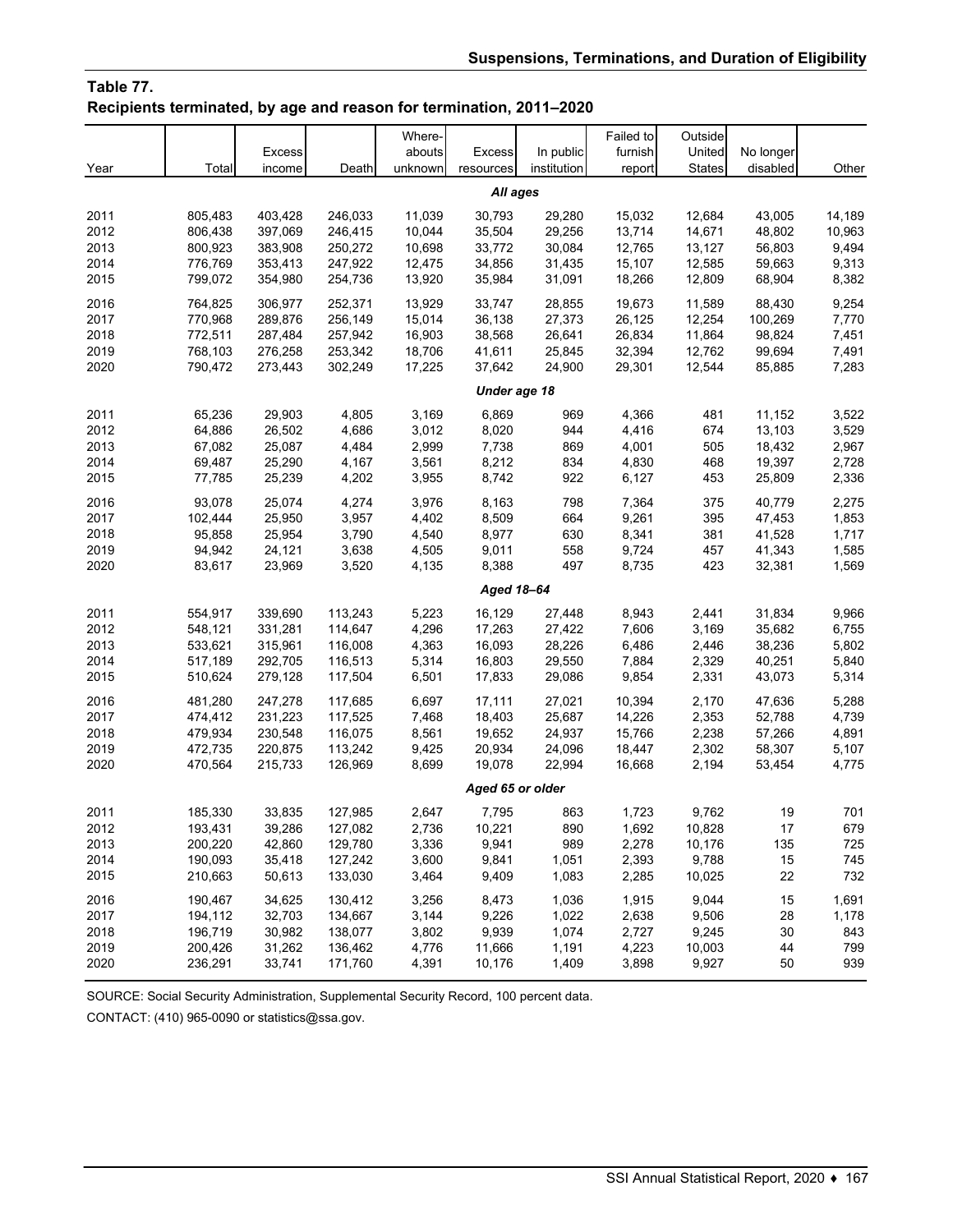## Table 77.

**Recipients terminated, by age and reason for termination, 2011–2020**

| Year | Total | Excess income | Death | Whereabouts unknown | Excess resources | In public institution | Failed to furnish report | Outside United States | No longer disabled | Other |
|---|---|---|---|---|---|---|---|---|---|---|
| | | | | | *All ages* | | | | | |
| 2011 | 805,483 | 403,428 | 246,033 | 11,039 | 30,793 | 29,280 | 15,032 | 12,684 | 43,005 | 14,189 |
| 2012 | 806,438 | 397,069 | 246,415 | 10,044 | 35,504 | 29,256 | 13,714 | 14,671 | 48,802 | 10,963 |
| 2013 | 800,923 | 383,908 | 250,272 | 10,698 | 33,772 | 30,084 | 12,765 | 13,127 | 56,803 | 9,494 |
| 2014 | 776,769 | 353,413 | 247,922 | 12,475 | 34,856 | 31,435 | 15,107 | 12,585 | 59,663 | 9,313 |
| 2015 | 799,072 | 354,980 | 254,736 | 13,920 | 35,984 | 31,091 | 18,266 | 12,809 | 68,904 | 8,382 |
| 2016 | 764,825 | 306,977 | 252,371 | 13,929 | 33,747 | 28,855 | 19,673 | 11,589 | 88,430 | 9,254 |
| 2017 | 770,968 | 289,876 | 256,149 | 15,014 | 36,138 | 27,373 | 26,125 | 12,254 | 100,269 | 7,770 |
| 2018 | 772,511 | 287,484 | 257,942 | 16,903 | 38,568 | 26,641 | 26,834 | 11,864 | 98,824 | 7,451 |
| 2019 | 768,103 | 276,258 | 253,342 | 18,706 | 41,611 | 25,845 | 32,394 | 12,762 | 99,694 | 7,491 |
| 2020 | 790,472 | 273,443 | 302,249 | 17,225 | 37,642 | 24,900 | 29,301 | 12,544 | 85,885 | 7,283 |
| | | | | | *Under age 18* | | | | | |
| 2011 | 65,236 | 29,903 | 4,805 | 3,169 | 6,869 | 969 | 4,366 | 481 | 11,152 | 3,522 |
| 2012 | 64,886 | 26,502 | 4,686 | 3,012 | 8,020 | 944 | 4,416 | 674 | 13,103 | 3,529 |
| 2013 | 67,082 | 25,087 | 4,484 | 2,999 | 7,738 | 869 | 4,001 | 505 | 18,432 | 2,967 |
| 2014 | 69,487 | 25,290 | 4,167 | 3,561 | 8,212 | 834 | 4,830 | 468 | 19,397 | 2,728 |
| 2015 | 77,785 | 25,239 | 4,202 | 3,955 | 8,742 | 922 | 6,127 | 453 | 25,809 | 2,336 |
| 2016 | 93,078 | 25,074 | 4,274 | 3,976 | 8,163 | 798 | 7,364 | 375 | 40,779 | 2,275 |
| 2017 | 102,444 | 25,950 | 3,957 | 4,402 | 8,509 | 664 | 9,261 | 395 | 47,453 | 1,853 |
| 2018 | 95,858 | 25,954 | 3,790 | 4,540 | 8,977 | 630 | 8,341 | 381 | 41,528 | 1,717 |
| 2019 | 94,942 | 24,121 | 3,638 | 4,505 | 9,011 | 558 | 9,724 | 457 | 41,343 | 1,585 |
| 2020 | 83,617 | 23,969 | 3,520 | 4,135 | 8,388 | 497 | 8,735 | 423 | 32,381 | 1,569 |
| | | | | | *Aged 18–64* | | | | | |
| 2011 | 554,917 | 339,690 | 113,243 | 5,223 | 16,129 | 27,448 | 8,943 | 2,441 | 31,834 | 9,966 |
| 2012 | 548,121 | 331,281 | 114,647 | 4,296 | 17,263 | 27,422 | 7,606 | 3,169 | 35,682 | 6,755 |
| 2013 | 533,621 | 315,961 | 116,008 | 4,363 | 16,093 | 28,226 | 6,486 | 2,446 | 38,236 | 5,802 |
| 2014 | 517,189 | 292,705 | 116,513 | 5,314 | 16,803 | 29,550 | 7,884 | 2,329 | 40,251 | 5,840 |
| 2015 | 510,624 | 279,128 | 117,504 | 6,501 | 17,833 | 29,086 | 9,854 | 2,331 | 43,073 | 5,314 |
| 2016 | 481,280 | 247,278 | 117,685 | 6,697 | 17,111 | 27,021 | 10,394 | 2,170 | 47,636 | 5,288 |
| 2017 | 474,412 | 231,223 | 117,525 | 7,468 | 18,403 | 25,687 | 14,226 | 2,353 | 52,788 | 4,739 |
| 2018 | 479,934 | 230,548 | 116,075 | 8,561 | 19,652 | 24,937 | 15,766 | 2,238 | 57,266 | 4,891 |
| 2019 | 472,735 | 220,875 | 113,242 | 9,425 | 20,934 | 24,096 | 18,447 | 2,302 | 58,307 | 5,107 |
| 2020 | 470,564 | 215,733 | 126,969 | 8,699 | 19,078 | 22,994 | 16,668 | 2,194 | 53,454 | 4,775 |
| | | | | | *Aged 65 or older* | | | | | |
| 2011 | 185,330 | 33,835 | 127,985 | 2,647 | 7,795 | 863 | 1,723 | 9,762 | 19 | 701 |
| 2012 | 193,431 | 39,286 | 127,082 | 2,736 | 10,221 | 890 | 1,692 | 10,828 | 17 | 679 |
| 2013 | 200,220 | 42,860 | 129,780 | 3,336 | 9,941 | 989 | 2,278 | 10,176 | 135 | 725 |
| 2014 | 190,093 | 35,418 | 127,242 | 3,600 | 9,841 | 1,051 | 2,393 | 9,788 | 15 | 745 |
| 2015 | 210,663 | 50,613 | 133,030 | 3,464 | 9,409 | 1,083 | 2,285 | 10,025 | 22 | 732 |
| 2016 | 190,467 | 34,625 | 130,412 | 3,256 | 8,473 | 1,036 | 1,915 | 9,044 | 15 | 1,691 |
| 2017 | 194,112 | 32,703 | 134,667 | 3,144 | 9,226 | 1,022 | 2,638 | 9,506 | 28 | 1,178 |
| 2018 | 196,719 | 30,982 | 138,077 | 3,802 | 9,939 | 1,074 | 2,727 | 9,245 | 30 | 843 |
| 2019 | 200,426 | 31,262 | 136,462 | 4,776 | 11,666 | 1,191 | 4,223 | 10,003 | 44 | 799 |
| 2020 | 236,291 | 33,741 | 171,760 | 4,391 | 10,176 | 1,409 | 3,898 | 9,927 | 50 | 939 |

SOURCE: Social Security Administration, Supplemental Security Record, 100 percent data.

CONTACT: (410) 965-0090 or statistics@ssa.gov.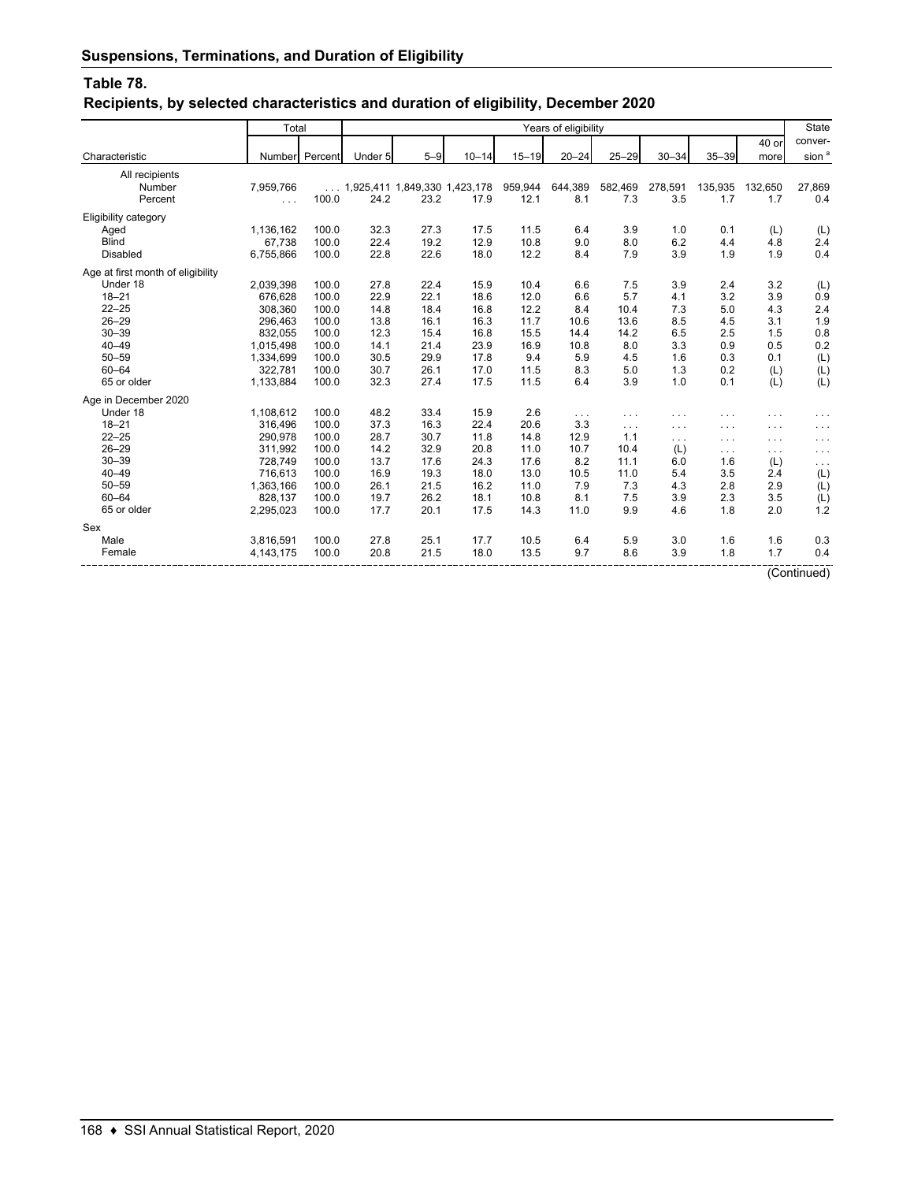## Suspensions, Terminations, and Duration of Eligibility

### Table 78.

### Recipients, by selected characteristics and duration of eligibility, December 2020

| Characteristic | Total | | Years of eligibility | | | | | | | | | State conver- |
|---|---|---|---|---|---|---|---|---|---|---|---|---|
| | Number | Percent | Under 5 | 5–9 | 10–14 | 15–19 | 20–24 | 25–29 | 30–34 | 35–39 | 40 or more | sion [a] |
| **All recipients** | | | | | | | | | | | | |
| Number | 7,959,766 | . . . | 1,925,411 | 1,849,330 | 1,423,178 | 959,944 | 644,389 | 582,469 | 278,591 | 135,935 | 132,650 | 27,869 |
| Percent | . . . | 100.0 | 24.2 | 23.2 | 17.9 | 12.1 | 8.1 | 7.3 | 3.5 | 1.7 | 1.7 | 0.4 |
| **Eligibility category** | | | | | | | | | | | | |
| Aged | 1,136,162 | 100.0 | 32.3 | 27.3 | 17.5 | 11.5 | 6.4 | 3.9 | 1.0 | 0.1 | (L) | (L) |
| Blind | 67,738 | 100.0 | 22.4 | 19.2 | 12.9 | 10.8 | 9.0 | 8.0 | 6.2 | 4.4 | 4.8 | 2.4 |
| Disabled | 6,755,866 | 100.0 | 22.8 | 22.6 | 18.0 | 12.2 | 8.4 | 7.9 | 3.9 | 1.9 | 1.9 | 0.4 |
| **Age at first month of eligibility** | | | | | | | | | | | | |
| Under 18 | 2,039,398 | 100.0 | 27.8 | 22.4 | 15.9 | 10.4 | 6.6 | 7.5 | 3.9 | 2.4 | 3.2 | (L) |
| 18–21 | 676,628 | 100.0 | 22.9 | 22.1 | 18.6 | 12.0 | 6.6 | 5.7 | 4.1 | 3.2 | 3.9 | 0.9 |
| 22–25 | 308,360 | 100.0 | 14.8 | 18.4 | 16.8 | 12.2 | 8.4 | 10.4 | 7.3 | 5.0 | 4.3 | 2.4 |
| 26–29 | 296,463 | 100.0 | 13.8 | 16.1 | 16.3 | 11.7 | 10.6 | 13.6 | 8.5 | 4.5 | 3.1 | 1.9 |
| 30–39 | 832,055 | 100.0 | 12.3 | 15.4 | 16.8 | 15.5 | 14.4 | 14.2 | 6.5 | 2.5 | 1.5 | 0.8 |
| 40–49 | 1,015,498 | 100.0 | 14.1 | 21.4 | 23.9 | 16.9 | 10.8 | 8.0 | 3.3 | 0.9 | 0.5 | 0.2 |
| 50–59 | 1,334,699 | 100.0 | 30.5 | 29.9 | 17.8 | 9.4 | 5.9 | 4.5 | 1.6 | 0.3 | 0.1 | (L) |
| 60–64 | 322,781 | 100.0 | 30.7 | 26.1 | 17.0 | 11.5 | 8.3 | 5.0 | 1.3 | 0.2 | (L) | (L) |
| 65 or older | 1,133,884 | 100.0 | 32.3 | 27.4 | 17.5 | 11.5 | 6.4 | 3.9 | 1.0 | 0.1 | (L) | (L) |
| **Age in December 2020** | | | | | | | | | | | | |
| Under 18 | 1,108,612 | 100.0 | 48.2 | 33.4 | 15.9 | 2.6 | . . . | . . . | . . . | . . . | . . . | . . . |
| 18–21 | 316,496 | 100.0 | 37.3 | 16.3 | 22.4 | 20.6 | 3.3 | . . . | . . . | . . . | . . . | . . . |
| 22–25 | 290,978 | 100.0 | 28.7 | 30.7 | 11.8 | 14.8 | 12.9 | 1.1 | . . . | . . . | . . . | . . . |
| 26–29 | 311,992 | 100.0 | 14.2 | 32.9 | 20.8 | 11.0 | 10.7 | 10.4 | (L) | . . . | . . . | . . . |
| 30–39 | 728,749 | 100.0 | 13.7 | 17.6 | 24.3 | 17.6 | 8.2 | 11.1 | 6.0 | 1.6 | (L) | . . . |
| 40–49 | 716,613 | 100.0 | 16.9 | 19.3 | 18.0 | 13.0 | 10.5 | 11.0 | 5.4 | 3.5 | 2.4 | (L) |
| 50–59 | 1,363,166 | 100.0 | 26.1 | 21.5 | 16.2 | 11.0 | 7.9 | 7.3 | 4.3 | 2.8 | 2.9 | (L) |
| 60–64 | 828,137 | 100.0 | 19.7 | 26.2 | 18.1 | 10.8 | 8.1 | 7.5 | 3.9 | 2.3 | 3.5 | (L) |
| 65 or older | 2,295,023 | 100.0 | 17.7 | 20.1 | 17.5 | 14.3 | 11.0 | 9.9 | 4.6 | 1.8 | 2.0 | 1.2 |
| **Sex** | | | | | | | | | | | | |
| Male | 3,816,591 | 100.0 | 27.8 | 25.1 | 17.7 | 10.5 | 6.4 | 5.9 | 3.0 | 1.6 | 1.6 | 0.3 |
| Female | 4,143,175 | 100.0 | 20.8 | 21.5 | 18.0 | 13.5 | 9.7 | 8.6 | 3.9 | 1.8 | 1.7 | 0.4 |

(Continued)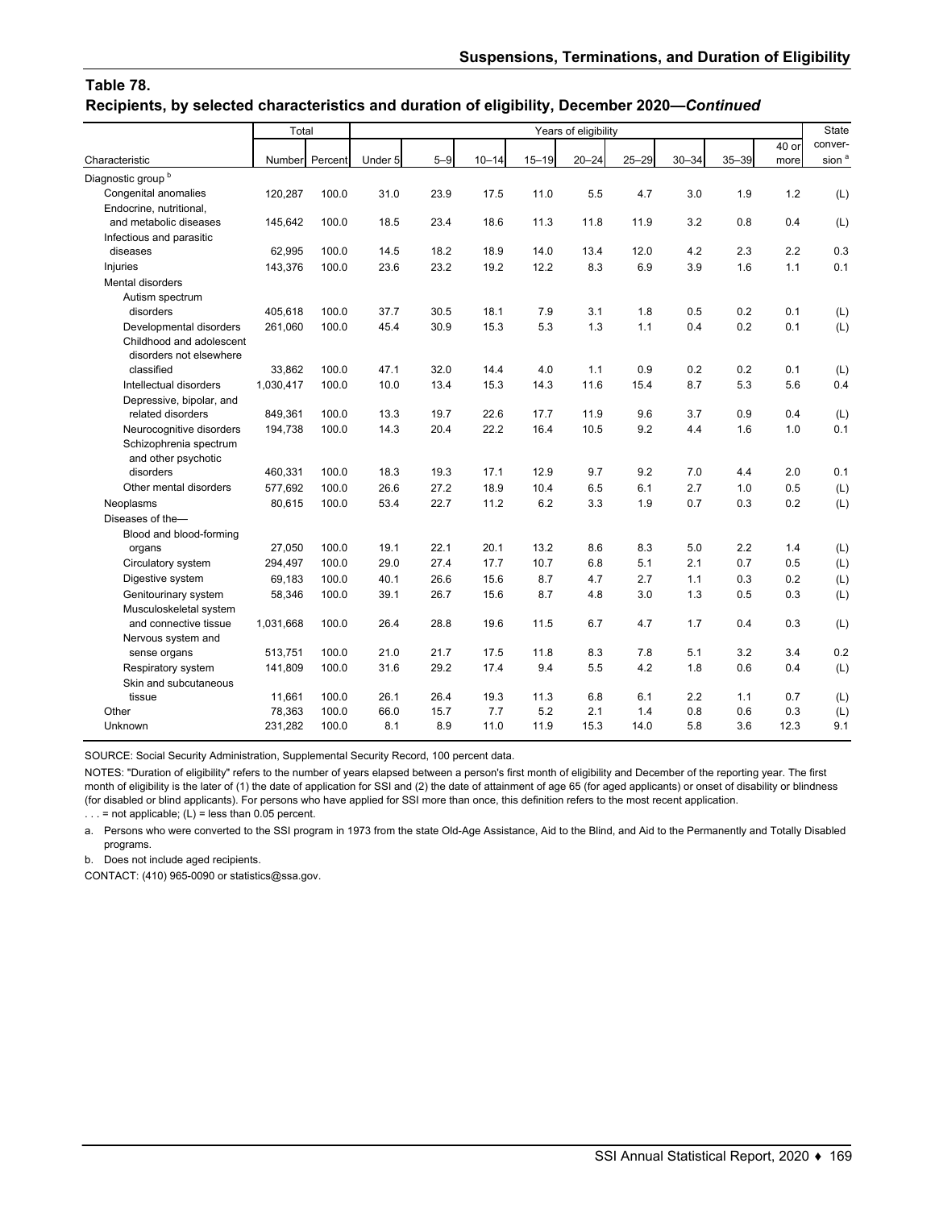## Table 78.

**Recipients, by selected characteristics and duration of eligibility, December 2020—*Continued***

| Characteristic | Total | | Years of eligibility | | | | | | | | | State conver- sion [a] |
|---|---|---|---|---|---|---|---|---|---|---|---|---|
| | Number | Percent | Under 5 | 5–9 | 10–14 | 15–19 | 20–24 | 25–29 | 30–34 | 35–39 | 40 or more | |
| Diagnostic group [b] | | | | | | | | | | | | |
| Congenital anomalies | 120,287 | 100.0 | 31.0 | 23.9 | 17.5 | 11.0 | 5.5 | 4.7 | 3.0 | 1.9 | 1.2 | (L) |
| Endocrine, nutritional, and metabolic diseases | 145,642 | 100.0 | 18.5 | 23.4 | 18.6 | 11.3 | 11.8 | 11.9 | 3.2 | 0.8 | 0.4 | (L) |
| Infectious and parasitic diseases | 62,995 | 100.0 | 14.5 | 18.2 | 18.9 | 14.0 | 13.4 | 12.0 | 4.2 | 2.3 | 2.2 | 0.3 |
| Injuries | 143,376 | 100.0 | 23.6 | 23.2 | 19.2 | 12.2 | 8.3 | 6.9 | 3.9 | 1.6 | 1.1 | 0.1 |
| Mental disorders | | | | | | | | | | | | |
| Autism spectrum disorders | 405,618 | 100.0 | 37.7 | 30.5 | 18.1 | 7.9 | 3.1 | 1.8 | 0.5 | 0.2 | 0.1 | (L) |
| Developmental disorders | 261,060 | 100.0 | 45.4 | 30.9 | 15.3 | 5.3 | 1.3 | 1.1 | 0.4 | 0.2 | 0.1 | (L) |
| Childhood and adolescent disorders not elsewhere classified | 33,862 | 100.0 | 47.1 | 32.0 | 14.4 | 4.0 | 1.1 | 0.9 | 0.2 | 0.2 | 0.1 | (L) |
| Intellectual disorders | 1,030,417 | 100.0 | 10.0 | 13.4 | 15.3 | 14.3 | 11.6 | 15.4 | 8.7 | 5.3 | 5.6 | 0.4 |
| Depressive, bipolar, and related disorders | 849,361 | 100.0 | 13.3 | 19.7 | 22.6 | 17.7 | 11.9 | 9.6 | 3.7 | 0.9 | 0.4 | (L) |
| Neurocognitive disorders | 194,738 | 100.0 | 14.3 | 20.4 | 22.2 | 16.4 | 10.5 | 9.2 | 4.4 | 1.6 | 1.0 | 0.1 |
| Schizophrenia spectrum and other psychotic disorders | 460,331 | 100.0 | 18.3 | 19.3 | 17.1 | 12.9 | 9.7 | 9.2 | 7.0 | 4.4 | 2.0 | 0.1 |
| Other mental disorders | 577,692 | 100.0 | 26.6 | 27.2 | 18.9 | 10.4 | 6.5 | 6.1 | 2.7 | 1.0 | 0.5 | (L) |
| Neoplasms | 80,615 | 100.0 | 53.4 | 22.7 | 11.2 | 6.2 | 3.3 | 1.9 | 0.7 | 0.3 | 0.2 | (L) |
| Diseases of the— | | | | | | | | | | | | |
| Blood and blood-forming organs | 27,050 | 100.0 | 19.1 | 22.1 | 20.1 | 13.2 | 8.6 | 8.3 | 5.0 | 2.2 | 1.4 | (L) |
| Circulatory system | 294,497 | 100.0 | 29.0 | 27.4 | 17.7 | 10.7 | 6.8 | 5.1 | 2.1 | 0.7 | 0.5 | (L) |
| Digestive system | 69,183 | 100.0 | 40.1 | 26.6 | 15.6 | 8.7 | 4.7 | 2.7 | 1.1 | 0.3 | 0.2 | (L) |
| Genitourinary system | 58,346 | 100.0 | 39.1 | 26.7 | 15.6 | 8.7 | 4.8 | 3.0 | 1.3 | 0.5 | 0.3 | (L) |
| Musculoskeletal system and connective tissue | 1,031,668 | 100.0 | 26.4 | 28.8 | 19.6 | 11.5 | 6.7 | 4.7 | 1.7 | 0.4 | 0.3 | (L) |
| Nervous system and sense organs | 513,751 | 100.0 | 21.0 | 21.7 | 17.5 | 11.8 | 8.3 | 7.8 | 5.1 | 3.2 | 3.4 | 0.2 |
| Respiratory system | 141,809 | 100.0 | 31.6 | 29.2 | 17.4 | 9.4 | 5.5 | 4.2 | 1.8 | 0.6 | 0.4 | (L) |
| Skin and subcutaneous tissue | 11,661 | 100.0 | 26.1 | 26.4 | 19.3 | 11.3 | 6.8 | 6.1 | 2.2 | 1.1 | 0.7 | (L) |
| Other | 78,363 | 100.0 | 66.0 | 15.7 | 7.7 | 5.2 | 2.1 | 1.4 | 0.8 | 0.6 | 0.3 | (L) |
| Unknown | 231,282 | 100.0 | 8.1 | 8.9 | 11.0 | 11.9 | 15.3 | 14.0 | 5.8 | 3.6 | 12.3 | 9.1 |

SOURCE: Social Security Administration, Supplemental Security Record, 100 percent data.

NOTES: "Duration of eligibility" refers to the number of years elapsed between a person's first month of eligibility and December of the reporting year. The first month of eligibility is the later of (1) the date of application for SSI and (2) the date of attainment of age 65 (for aged applicants) or onset of disability or blindness (for disabled or blind applicants). For persons who have applied for SSI more than once, this definition refers to the most recent application.

. . . = not applicable; (L) = less than 0.05 percent.

a. Persons who were converted to the SSI program in 1973 from the state Old-Age Assistance, Aid to the Blind, and Aid to the Permanently and Totally Disabled programs.

b. Does not include aged recipients.

CONTACT: (410) 965-0090 or statistics@ssa.gov.